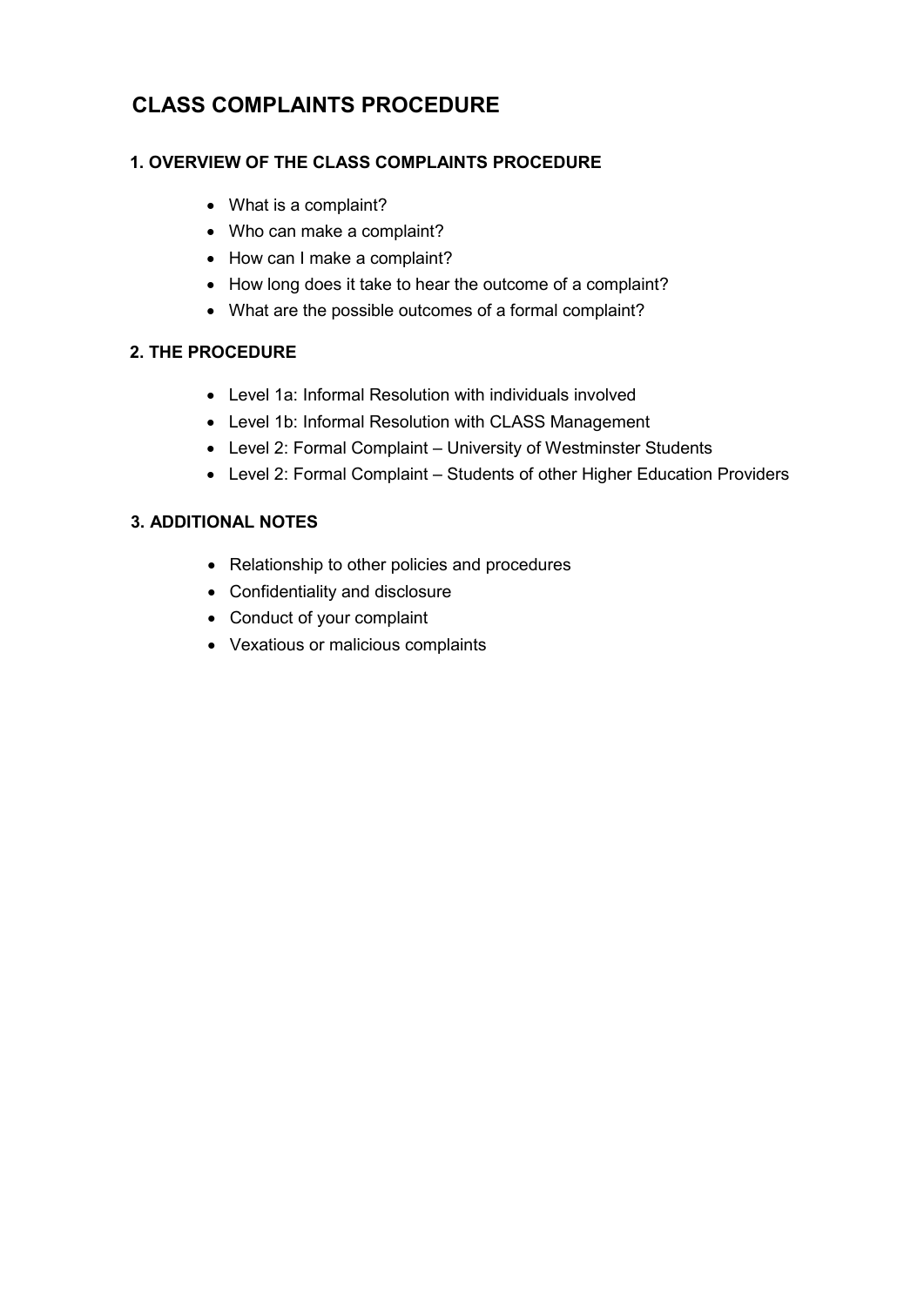# CLASS COMPLAINTS PROCEDURE

## 1. OVERVIEW OF THE CLASS COMPLAINTS PROCEDURE

- What is a complaint?
- Who can make a complaint?
- How can I make a complaint?
- How long does it take to hear the outcome of a complaint?
- What are the possible outcomes of a formal complaint?

## 2. THE PROCEDURE

- Level 1a: Informal Resolution with individuals involved
- Level 1b: Informal Resolution with CLASS Management
- Level 2: Formal Complaint – University of Westminster Students
- Level 2: Formal Complaint – Students of other Higher Education Providers

## 3. ADDITIONAL NOTES

- Relationship to other policies and procedures
- Confidentiality and disclosure
- Conduct of your complaint
- Vexatious or malicious complaints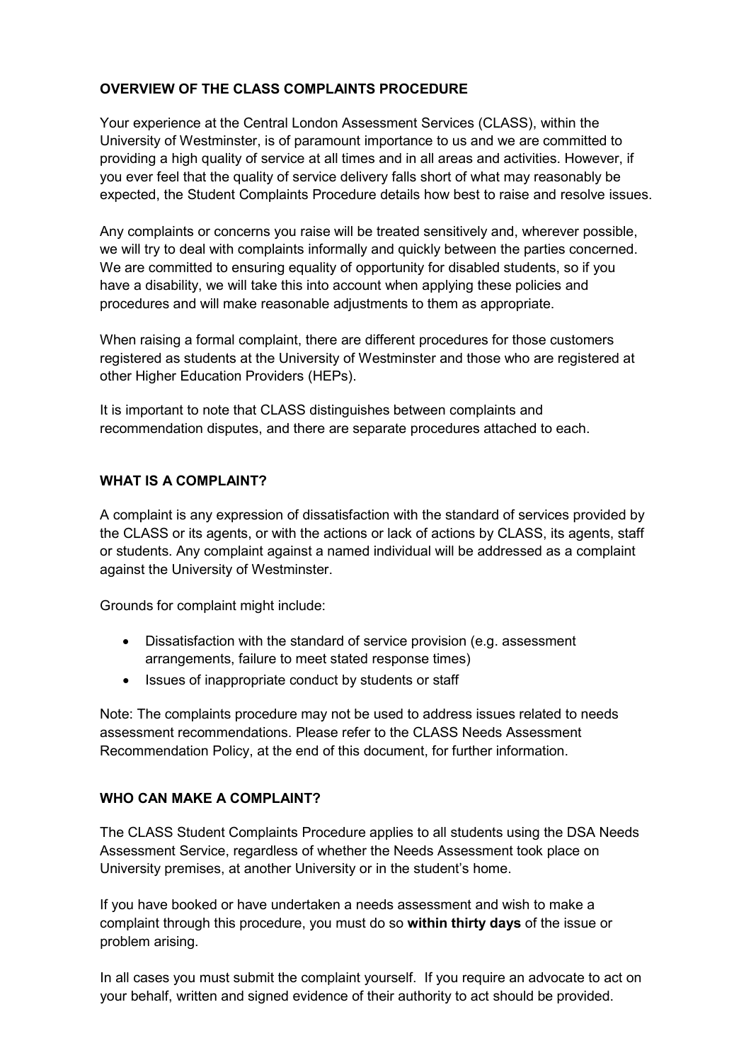## OVERVIEW OF THE CLASS COMPLAINTS PROCEDURE

Your experience at the Central London Assessment Services (CLASS), within the University of Westminster, is of paramount importance to us and we are committed to providing a high quality of service at all times and in all areas and activities. However, if you ever feel that the quality of service delivery falls short of what may reasonably be expected, the Student Complaints Procedure details how best to raise and resolve issues.

Any complaints or concerns you raise will be treated sensitively and, wherever possible, we will try to deal with complaints informally and quickly between the parties concerned. We are committed to ensuring equality of opportunity for disabled students, so if you have a disability, we will take this into account when applying these policies and procedures and will make reasonable adjustments to them as appropriate.

When raising a formal complaint, there are different procedures for those customers registered as students at the University of Westminster and those who are registered at other Higher Education Providers (HEPs).

It is important to note that CLASS distinguishes between complaints and recommendation disputes, and there are separate procedures attached to each.

## WHAT IS A COMPLAINT?

A complaint is any expression of dissatisfaction with the standard of services provided by the CLASS or its agents, or with the actions or lack of actions by CLASS, its agents, staff or students. Any complaint against a named individual will be addressed as a complaint against the University of Westminster.

Grounds for complaint might include:

- Dissatisfaction with the standard of service provision (e.g. assessment arrangements, failure to meet stated response times)
- Issues of inappropriate conduct by students or staff

Note: The complaints procedure may not be used to address issues related to needs assessment recommendations. Please refer to the CLASS Needs Assessment Recommendation Policy, at the end of this document, for further information.

## WHO CAN MAKE A COMPLAINT?

The CLASS Student Complaints Procedure applies to all students using the DSA Needs Assessment Service, regardless of whether the Needs Assessment took place on University premises, at another University or in the student's home.

If you have booked or have undertaken a needs assessment and wish to make a complaint through this procedure, you must do so **within thirty days** of the issue or problem arising.

In all cases you must submit the complaint yourself. If you require an advocate to act on your behalf, written and signed evidence of their authority to act should be provided.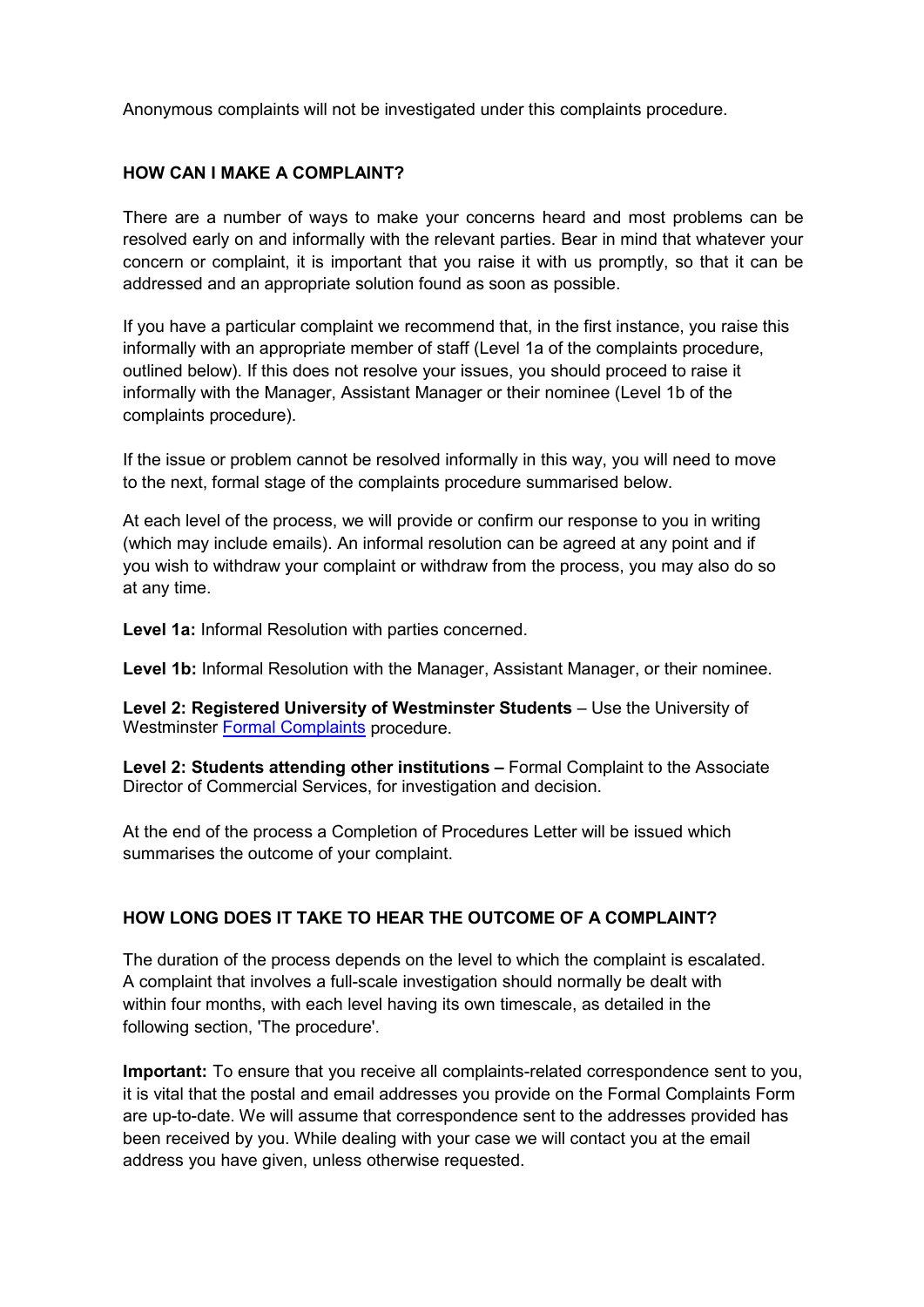Anonymous complaints will not be investigated under this complaints procedure.

## HOW CAN I MAKE A COMPLAINT?

There are a number of ways to make your concerns heard and most problems can be resolved early on and informally with the relevant parties. Bear in mind that whatever your concern or complaint, it is important that you raise it with us promptly, so that it can be addressed and an appropriate solution found as soon as possible.

If you have a particular complaint we recommend that, in the first instance, you raise this informally with an appropriate member of staff (Level 1a of the complaints procedure, outlined below). If this does not resolve your issues, you should proceed to raise it informally with the Manager, Assistant Manager or their nominee (Level 1b of the complaints procedure).

If the issue or problem cannot be resolved informally in this way, you will need to move to the next, formal stage of the complaints procedure summarised below.

At each level of the process, we will provide or confirm our response to you in writing (which may include emails). An informal resolution can be agreed at any point and if you wish to withdraw your complaint or withdraw from the process, you may also do so at any time.

**Level 1a:** Informal Resolution with parties concerned.

**Level 1b:** Informal Resolution with the Manager, Assistant Manager, or their nominee.

**Level 2: Registered University of Westminster Students** – Use the University of Westminster Formal Complaints procedure.

**Level 2: Students attending other institutions –** Formal Complaint to the Associate Director of Commercial Services, for investigation and decision.

At the end of the process a Completion of Procedures Letter will be issued which summarises the outcome of your complaint.

## HOW LONG DOES IT TAKE TO HEAR THE OUTCOME OF A COMPLAINT?

The duration of the process depends on the level to which the complaint is escalated. A complaint that involves a full-scale investigation should normally be dealt with within four months, with each level having its own timescale, as detailed in the following section, 'The procedure'.

**Important:** To ensure that you receive all complaints-related correspondence sent to you, it is vital that the postal and email addresses you provide on the Formal Complaints Form are up-to-date. We will assume that correspondence sent to the addresses provided has been received by you. While dealing with your case we will contact you at the email address you have given, unless otherwise requested.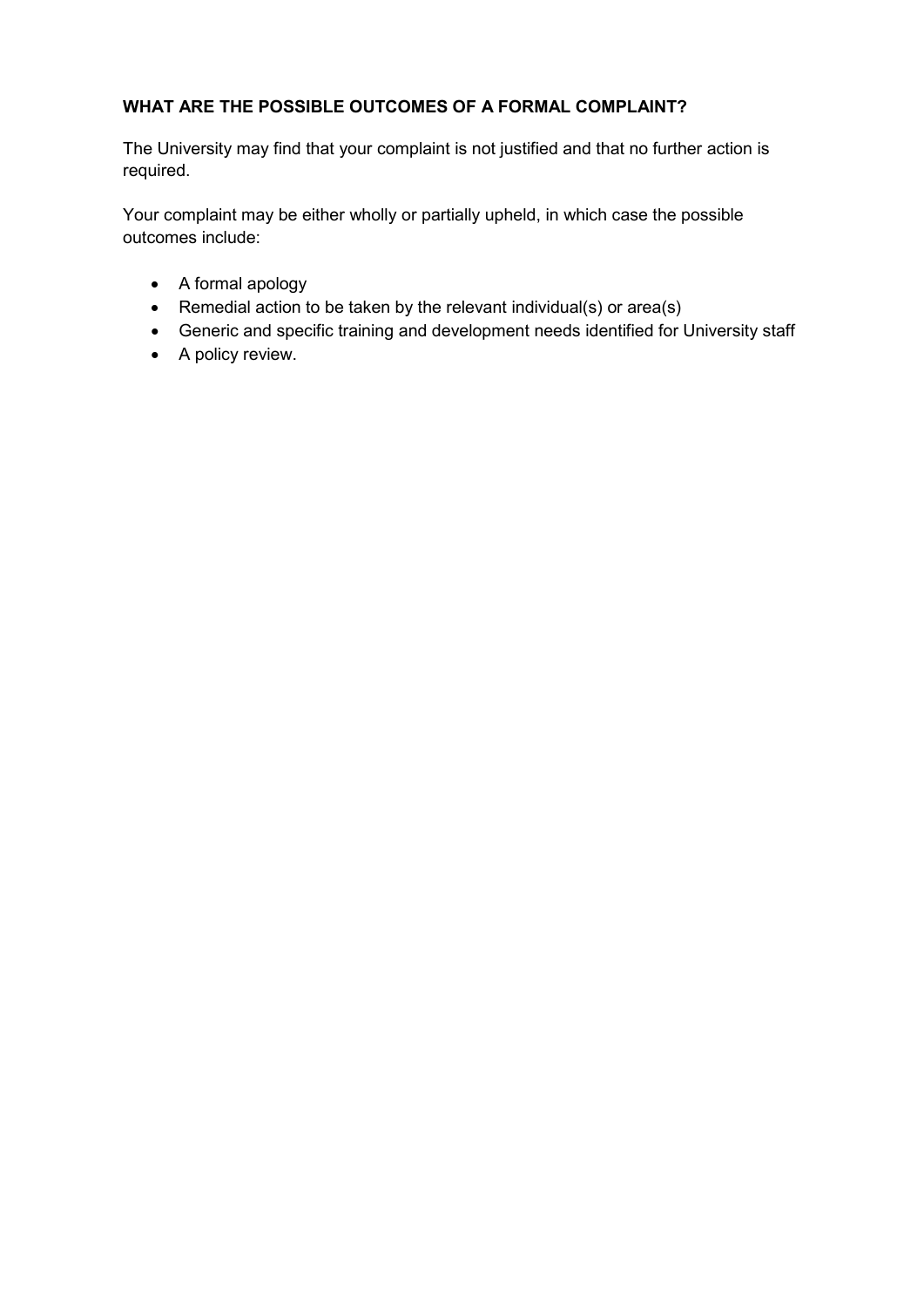**WHAT ARE THE POSSIBLE OUTCOMES OF A FORMAL COMPLAINT?**

The University may find that your complaint is not justified and that no further action is required.

Your complaint may be either wholly or partially upheld, in which case the possible outcomes include:

- A formal apology
- Remedial action to be taken by the relevant individual(s) or area(s)
- Generic and specific training and development needs identified for University staff
- A policy review.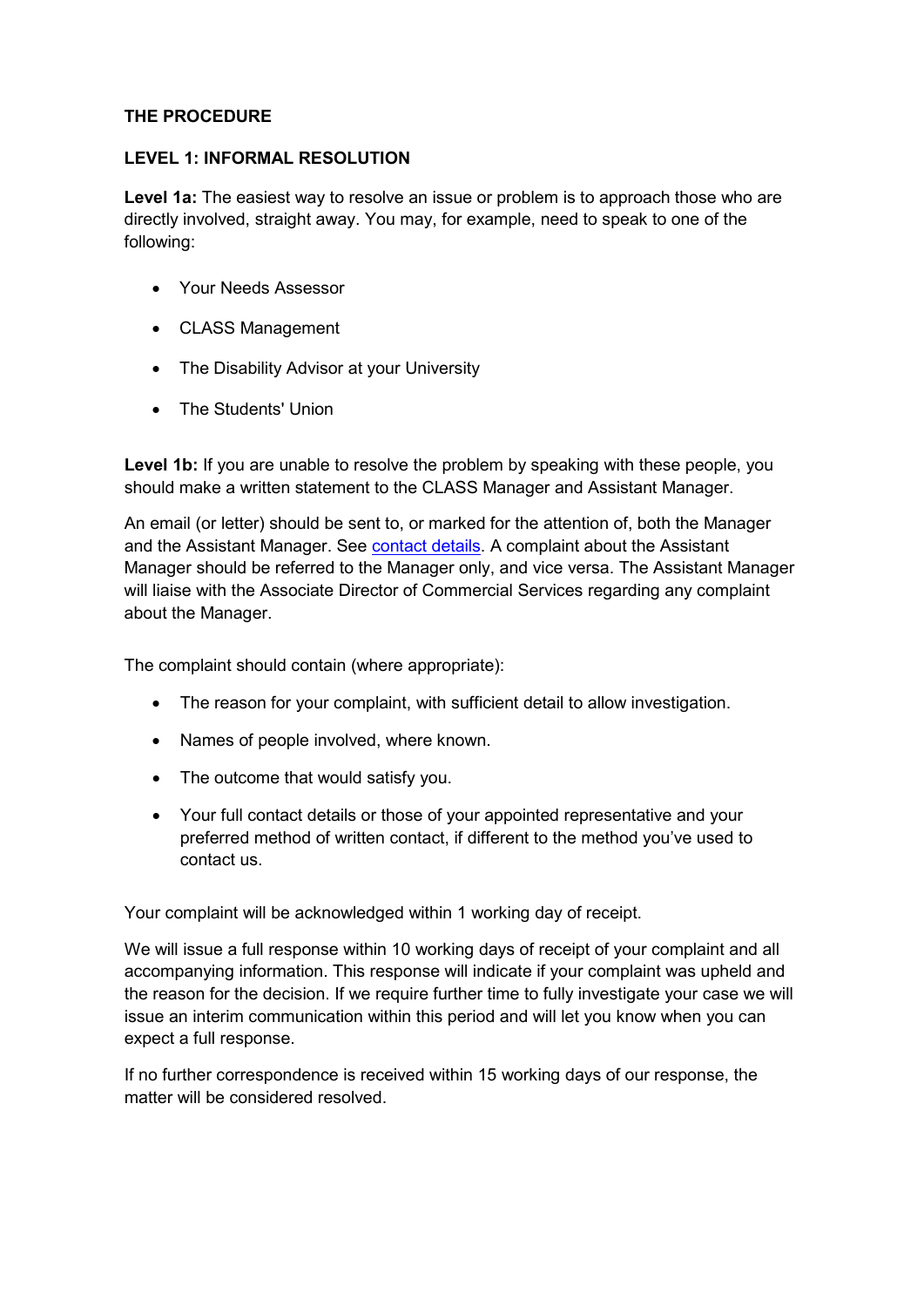## THE PROCEDURE

### LEVEL 1: INFORMAL RESOLUTION

**Level 1a:** The easiest way to resolve an issue or problem is to approach those who are directly involved, straight away. You may, for example, need to speak to one of the following:

- Your Needs Assessor
- CLASS Management
- The Disability Advisor at your University
- The Students' Union

**Level 1b:** If you are unable to resolve the problem by speaking with these people, you should make a written statement to the CLASS Manager and Assistant Manager.

An email (or letter) should be sent to, or marked for the attention of, both the Manager and the Assistant Manager. See contact details. A complaint about the Assistant Manager should be referred to the Manager only, and vice versa. The Assistant Manager will liaise with the Associate Director of Commercial Services regarding any complaint about the Manager.

The complaint should contain (where appropriate):

- The reason for your complaint, with sufficient detail to allow investigation.
- Names of people involved, where known.
- The outcome that would satisfy you.
- Your full contact details or those of your appointed representative and your preferred method of written contact, if different to the method you've used to contact us.

Your complaint will be acknowledged within 1 working day of receipt.

We will issue a full response within 10 working days of receipt of your complaint and all accompanying information. This response will indicate if your complaint was upheld and the reason for the decision. If we require further time to fully investigate your case we will issue an interim communication within this period and will let you know when you can expect a full response.

If no further correspondence is received within 15 working days of our response, the matter will be considered resolved.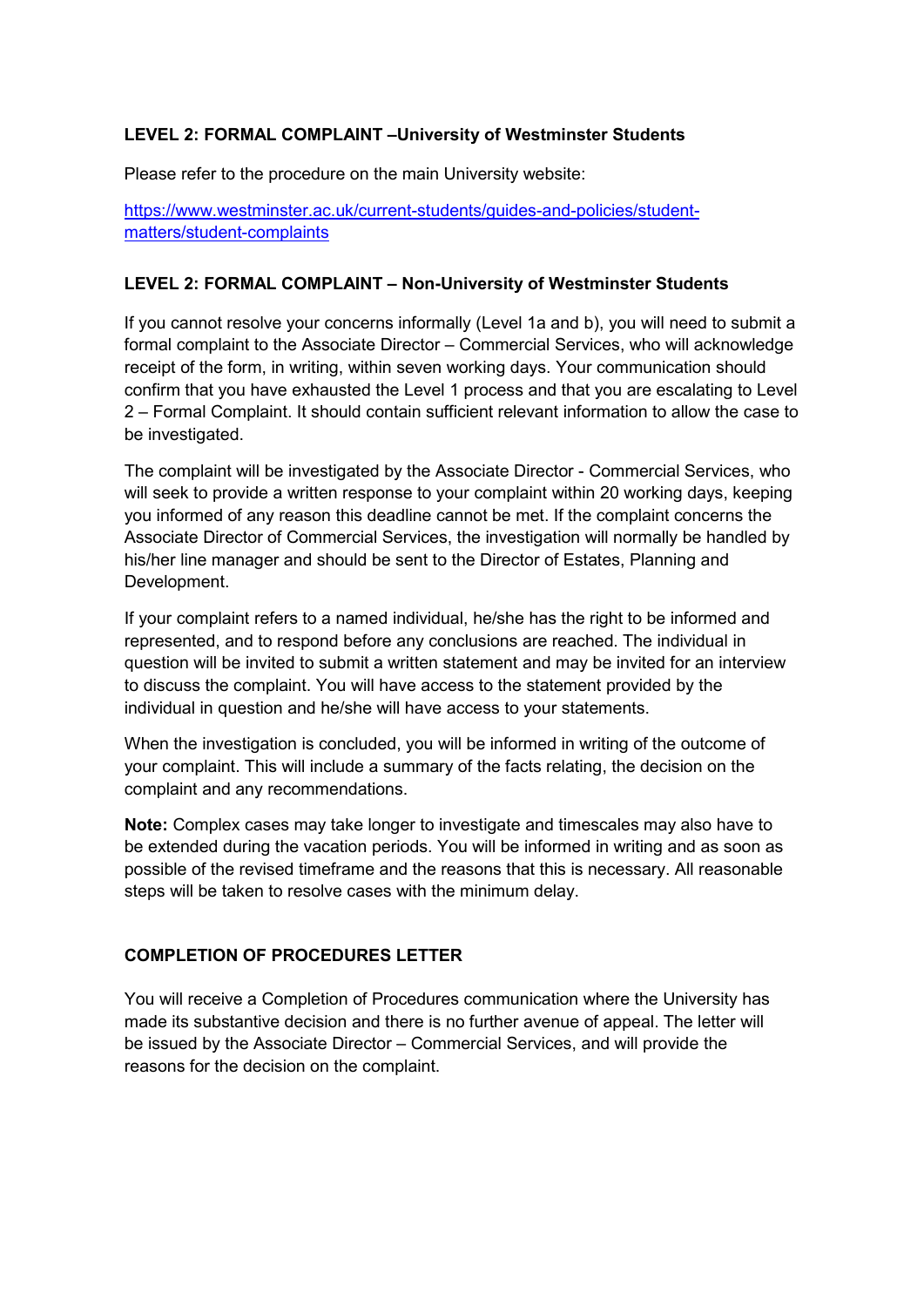### LEVEL 2: FORMAL COMPLAINT –University of Westminster Students

Please refer to the procedure on the main University website:

[https://www.westminster.ac.uk/current-students/guides-and-policies/student-matters/student-complaints](https://www.westminster.ac.uk/current-students/guides-and-policies/student-matters/student-complaints)

### LEVEL 2: FORMAL COMPLAINT – Non-University of Westminster Students

If you cannot resolve your concerns informally (Level 1a and b), you will need to submit a formal complaint to the Associate Director – Commercial Services, who will acknowledge receipt of the form, in writing, within seven working days. Your communication should confirm that you have exhausted the Level 1 process and that you are escalating to Level 2 – Formal Complaint. It should contain sufficient relevant information to allow the case to be investigated.

The complaint will be investigated by the Associate Director - Commercial Services, who will seek to provide a written response to your complaint within 20 working days, keeping you informed of any reason this deadline cannot be met. If the complaint concerns the Associate Director of Commercial Services, the investigation will normally be handled by his/her line manager and should be sent to the Director of Estates, Planning and Development.

If your complaint refers to a named individual, he/she has the right to be informed and represented, and to respond before any conclusions are reached. The individual in question will be invited to submit a written statement and may be invited for an interview to discuss the complaint. You will have access to the statement provided by the individual in question and he/she will have access to your statements.

When the investigation is concluded, you will be informed in writing of the outcome of your complaint. This will include a summary of the facts relating, the decision on the complaint and any recommendations.

**Note:** Complex cases may take longer to investigate and timescales may also have to be extended during the vacation periods. You will be informed in writing and as soon as possible of the revised timeframe and the reasons that this is necessary. All reasonable steps will be taken to resolve cases with the minimum delay.

### COMPLETION OF PROCEDURES LETTER

You will receive a Completion of Procedures communication where the University has made its substantive decision and there is no further avenue of appeal. The letter will be issued by the Associate Director – Commercial Services, and will provide the reasons for the decision on the complaint.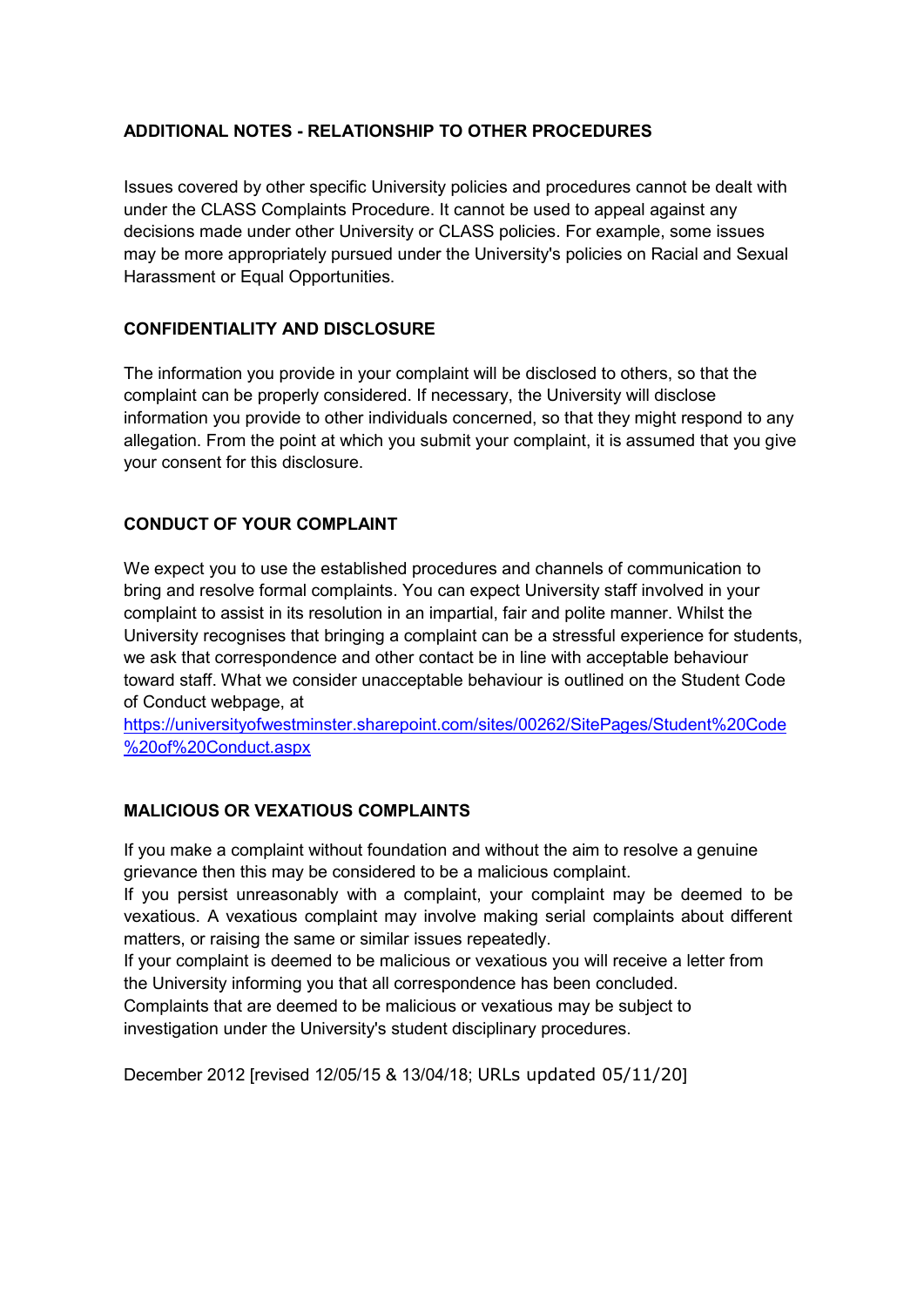## ADDITIONAL NOTES - RELATIONSHIP TO OTHER PROCEDURES

Issues covered by other specific University policies and procedures cannot be dealt with under the CLASS Complaints Procedure. It cannot be used to appeal against any decisions made under other University or CLASS policies. For example, some issues may be more appropriately pursued under the University's policies on Racial and Sexual Harassment or Equal Opportunities.

## CONFIDENTIALITY AND DISCLOSURE

The information you provide in your complaint will be disclosed to others, so that the complaint can be properly considered. If necessary, the University will disclose information you provide to other individuals concerned, so that they might respond to any allegation. From the point at which you submit your complaint, it is assumed that you give your consent for this disclosure.

## CONDUCT OF YOUR COMPLAINT

We expect you to use the established procedures and channels of communication to bring and resolve formal complaints. You can expect University staff involved in your complaint to assist in its resolution in an impartial, fair and polite manner. Whilst the University recognises that bringing a complaint can be a stressful experience for students, we ask that correspondence and other contact be in line with acceptable behaviour toward staff. What we consider unacceptable behaviour is outlined on the Student Code of Conduct webpage, at https://universityofwestminster.sharepoint.com/sites/00262/SitePages/Student%20Code%20of%20Conduct.aspx

## MALICIOUS OR VEXATIOUS COMPLAINTS

If you make a complaint without foundation and without the aim to resolve a genuine grievance then this may be considered to be a malicious complaint.
If you persist unreasonably with a complaint, your complaint may be deemed to be vexatious. A vexatious complaint may involve making serial complaints about different matters, or raising the same or similar issues repeatedly.
If your complaint is deemed to be malicious or vexatious you will receive a letter from the University informing you that all correspondence has been concluded.
Complaints that are deemed to be malicious or vexatious may be subject to investigation under the University's student disciplinary procedures.

December 2012 [revised 12/05/15 & 13/04/18; URLs updated 05/11/20]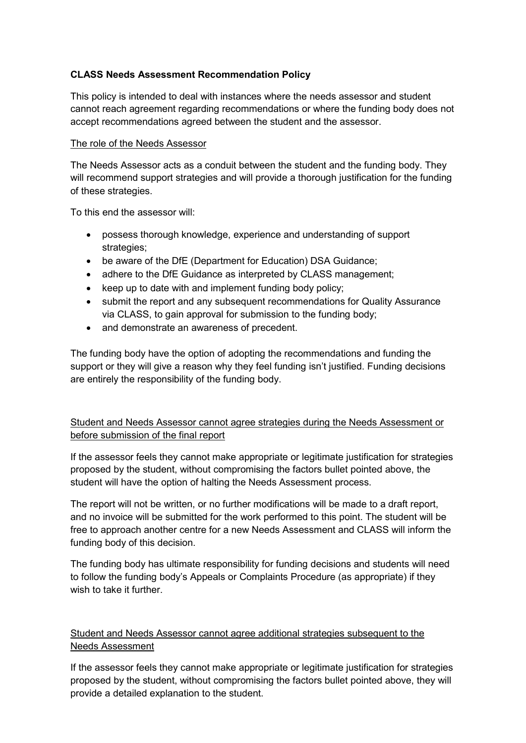**CLASS Needs Assessment Recommendation Policy**

This policy is intended to deal with instances where the needs assessor and student cannot reach agreement regarding recommendations or where the funding body does not accept recommendations agreed between the student and the assessor.

<u>The role of the Needs Assessor</u>

The Needs Assessor acts as a conduit between the student and the funding body. They will recommend support strategies and will provide a thorough justification for the funding of these strategies.

To this end the assessor will:

- possess thorough knowledge, experience and understanding of support strategies;
- be aware of the DfE (Department for Education) DSA Guidance;
- adhere to the DfE Guidance as interpreted by CLASS management;
- keep up to date with and implement funding body policy;
- submit the report and any subsequent recommendations for Quality Assurance via CLASS, to gain approval for submission to the funding body;
- and demonstrate an awareness of precedent.

The funding body have the option of adopting the recommendations and funding the support or they will give a reason why they feel funding isn't justified. Funding decisions are entirely the responsibility of the funding body.

<u>Student and Needs Assessor cannot agree strategies during the Needs Assessment or before submission of the final report</u>

If the assessor feels they cannot make appropriate or legitimate justification for strategies proposed by the student, without compromising the factors bullet pointed above, the student will have the option of halting the Needs Assessment process.

The report will not be written, or no further modifications will be made to a draft report, and no invoice will be submitted for the work performed to this point. The student will be free to approach another centre for a new Needs Assessment and CLASS will inform the funding body of this decision.

The funding body has ultimate responsibility for funding decisions and students will need to follow the funding body's Appeals or Complaints Procedure (as appropriate) if they wish to take it further.

<u>Student and Needs Assessor cannot agree additional strategies subsequent to the Needs Assessment</u>

If the assessor feels they cannot make appropriate or legitimate justification for strategies proposed by the student, without compromising the factors bullet pointed above, they will provide a detailed explanation to the student.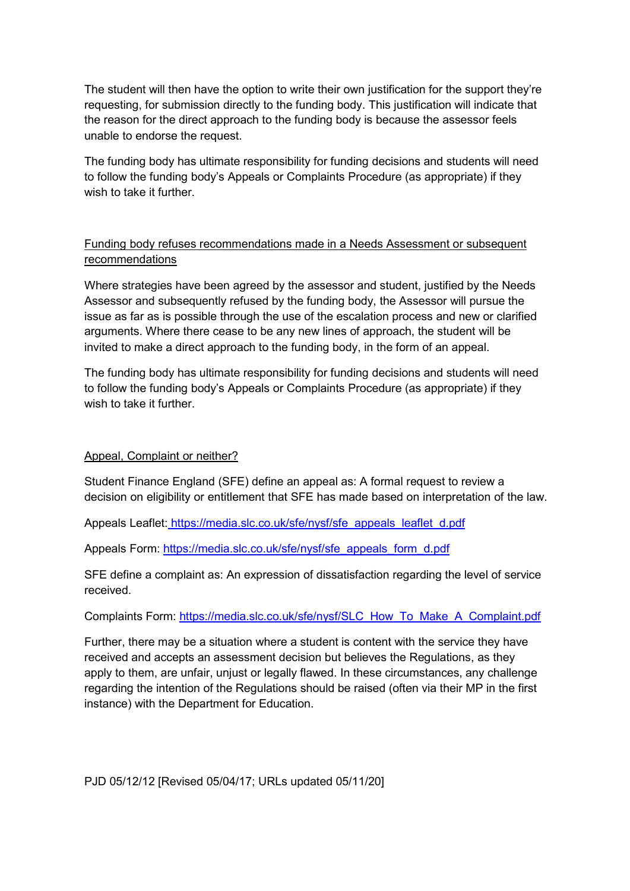The student will then have the option to write their own justification for the support they're requesting, for submission directly to the funding body. This justification will indicate that the reason for the direct approach to the funding body is because the assessor feels unable to endorse the request.

The funding body has ultimate responsibility for funding decisions and students will need to follow the funding body's Appeals or Complaints Procedure (as appropriate) if they wish to take it further.

<u>Funding body refuses recommendations made in a Needs Assessment or subsequent recommendations</u>

Where strategies have been agreed by the assessor and student, justified by the Needs Assessor and subsequently refused by the funding body, the Assessor will pursue the issue as far as is possible through the use of the escalation process and new or clarified arguments. Where there cease to be any new lines of approach, the student will be invited to make a direct approach to the funding body, in the form of an appeal.

The funding body has ultimate responsibility for funding decisions and students will need to follow the funding body's Appeals or Complaints Procedure (as appropriate) if they wish to take it further.

<u>Appeal, Complaint or neither?</u>

Student Finance England (SFE) define an appeal as: A formal request to review a decision on eligibility or entitlement that SFE has made based on interpretation of the law.

Appeals Leaflet: https://media.slc.co.uk/sfe/nysf/sfe_appeals_leaflet_d.pdf

Appeals Form: https://media.slc.co.uk/sfe/nysf/sfe_appeals_form_d.pdf

SFE define a complaint as: An expression of dissatisfaction regarding the level of service received.

Complaints Form: https://media.slc.co.uk/sfe/nysf/SLC_How_To_Make_A_Complaint.pdf

Further, there may be a situation where a student is content with the service they have received and accepts an assessment decision but believes the Regulations, as they apply to them, are unfair, unjust or legally flawed. In these circumstances, any challenge regarding the intention of the Regulations should be raised (often via their MP in the first instance) with the Department for Education.

PJD 05/12/12 [Revised 05/04/17; URLs updated 05/11/20]